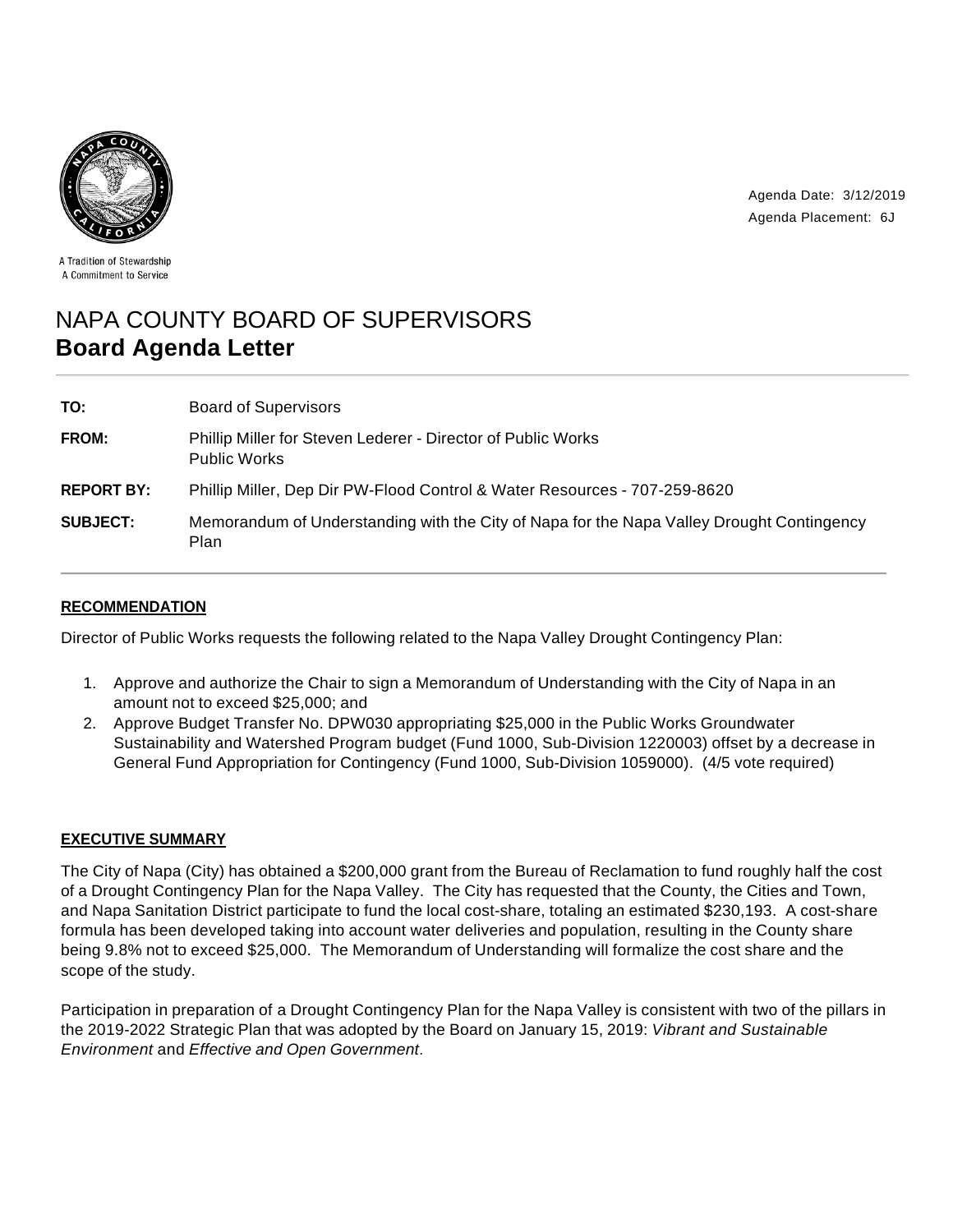A Tradition of Stewardship
A Commitment to Service

Agenda Date: 3/12/2019
Agenda Placement: 6J

# NAPA COUNTY BOARD OF SUPERVISORS
# **Board Agenda Letter**

| | |
|---|---|
| **TO:** | Board of Supervisors |
| **FROM:** | Phillip Miller for Steven Lederer - Director of Public Works<br>Public Works |
| **REPORT BY:** | Phillip Miller, Dep Dir PW-Flood Control & Water Resources - 707-259-8620 |
| **SUBJECT:** | Memorandum of Understanding with the City of Napa for the Napa Valley Drought Contingency Plan |

## RECOMMENDATION

Director of Public Works requests the following related to the Napa Valley Drought Contingency Plan:

1. Approve and authorize the Chair to sign a Memorandum of Understanding with the City of Napa in an amount not to exceed $25,000; and
2. Approve Budget Transfer No. DPW030 appropriating $25,000 in the Public Works Groundwater Sustainability and Watershed Program budget (Fund 1000, Sub-Division 1220003) offset by a decrease in General Fund Appropriation for Contingency (Fund 1000, Sub-Division 1059000). (4/5 vote required)

## EXECUTIVE SUMMARY

The City of Napa (City) has obtained a $200,000 grant from the Bureau of Reclamation to fund roughly half the cost of a Drought Contingency Plan for the Napa Valley. The City has requested that the County, the Cities and Town, and Napa Sanitation District participate to fund the local cost-share, totaling an estimated $230,193. A cost-share formula has been developed taking into account water deliveries and population, resulting in the County share being 9.8% not to exceed $25,000. The Memorandum of Understanding will formalize the cost share and the scope of the study.

Participation in preparation of a Drought Contingency Plan for the Napa Valley is consistent with two of the pillars in the 2019-2022 Strategic Plan that was adopted by the Board on January 15, 2019: *Vibrant and Sustainable Environment* and *Effective and Open Government*.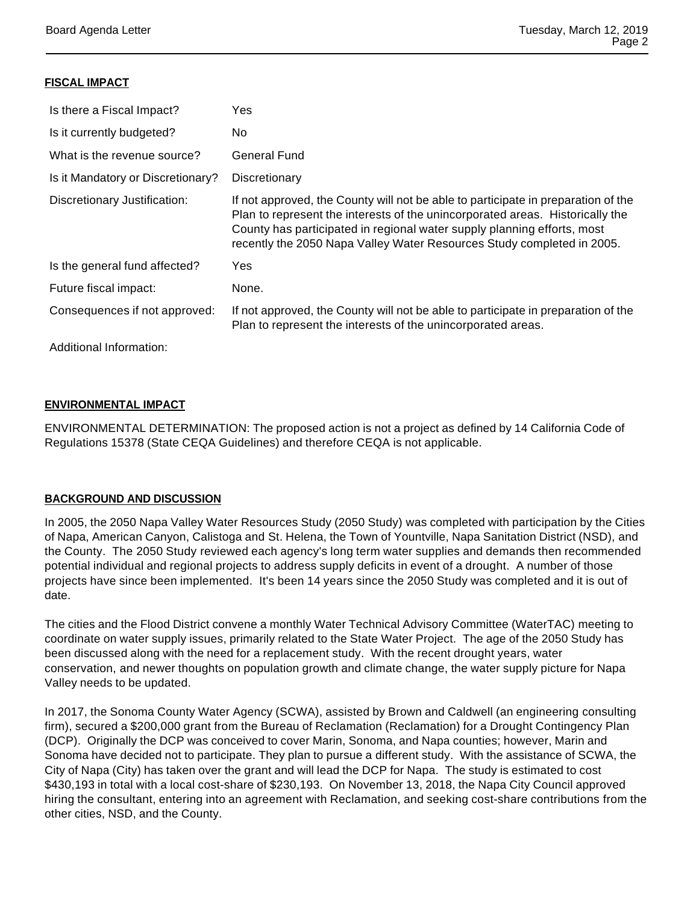## FISCAL IMPACT

| | |
|---|---|
| Is there a Fiscal Impact? | Yes |
| Is it currently budgeted? | No |
| What is the revenue source? | General Fund |
| Is it Mandatory or Discretionary? | Discretionary |
| Discretionary Justification: | If not approved, the County will not be able to participate in preparation of the Plan to represent the interests of the unincorporated areas. Historically the County has participated in regional water supply planning efforts, most recently the 2050 Napa Valley Water Resources Study completed in 2005. |
| Is the general fund affected? | Yes |
| Future fiscal impact: | None. |
| Consequences if not approved: | If not approved, the County will not be able to participate in preparation of the Plan to represent the interests of the unincorporated areas. |
| Additional Information: | |

## ENVIRONMENTAL IMPACT

ENVIRONMENTAL DETERMINATION: The proposed action is not a project as defined by 14 California Code of Regulations 15378 (State CEQA Guidelines) and therefore CEQA is not applicable.

## BACKGROUND AND DISCUSSION

In 2005, the 2050 Napa Valley Water Resources Study (2050 Study) was completed with participation by the Cities of Napa, American Canyon, Calistoga and St. Helena, the Town of Yountville, Napa Sanitation District (NSD), and the County. The 2050 Study reviewed each agency's long term water supplies and demands then recommended potential individual and regional projects to address supply deficits in event of a drought. A number of those projects have since been implemented. It's been 14 years since the 2050 Study was completed and it is out of date.

The cities and the Flood District convene a monthly Water Technical Advisory Committee (WaterTAC) meeting to coordinate on water supply issues, primarily related to the State Water Project. The age of the 2050 Study has been discussed along with the need for a replacement study. With the recent drought years, water conservation, and newer thoughts on population growth and climate change, the water supply picture for Napa Valley needs to be updated.

In 2017, the Sonoma County Water Agency (SCWA), assisted by Brown and Caldwell (an engineering consulting firm), secured a $200,000 grant from the Bureau of Reclamation (Reclamation) for a Drought Contingency Plan (DCP). Originally the DCP was conceived to cover Marin, Sonoma, and Napa counties; however, Marin and Sonoma have decided not to participate. They plan to pursue a different study. With the assistance of SCWA, the City of Napa (City) has taken over the grant and will lead the DCP for Napa. The study is estimated to cost $430,193 in total with a local cost-share of $230,193. On November 13, 2018, the Napa City Council approved hiring the consultant, entering into an agreement with Reclamation, and seeking cost-share contributions from the other cities, NSD, and the County.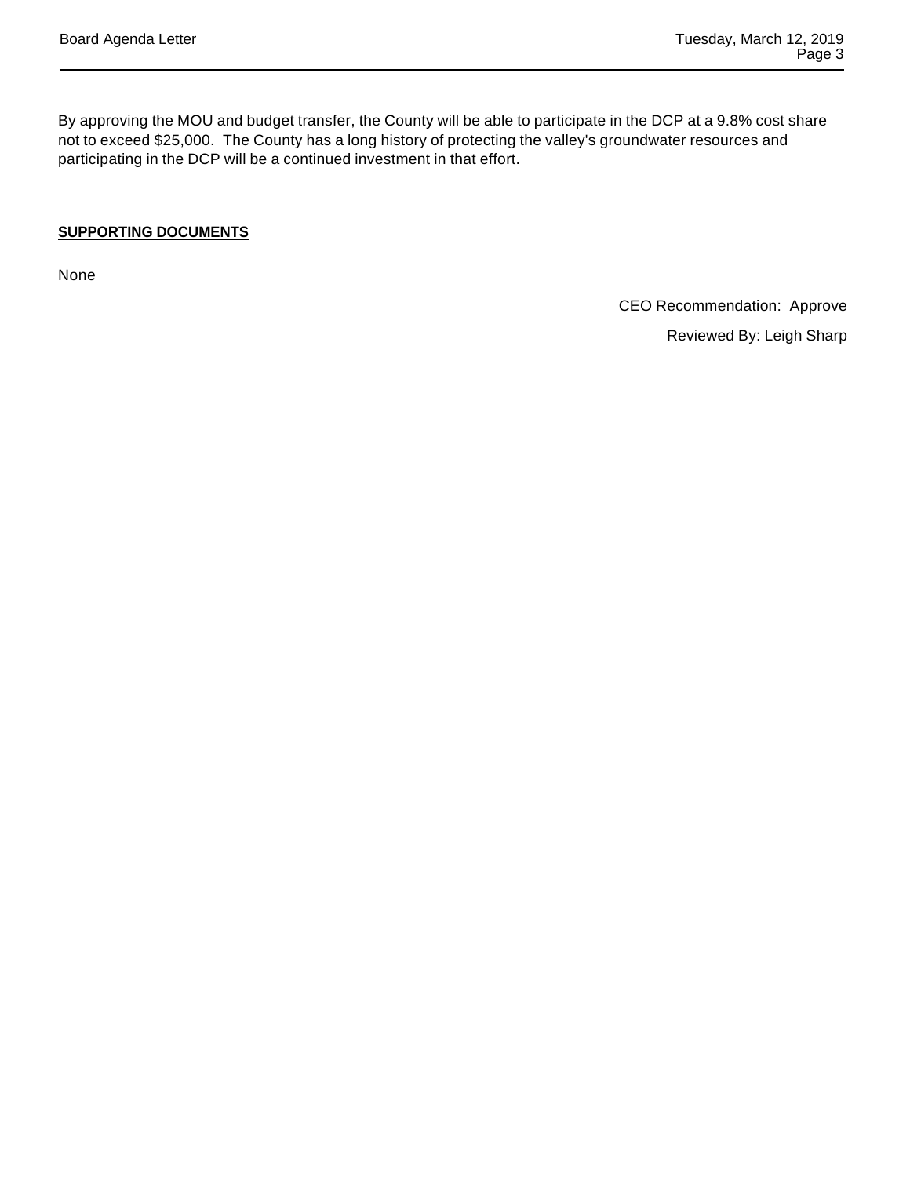By approving the MOU and budget transfer, the County will be able to participate in the DCP at a 9.8% cost share not to exceed $25,000.  The County has a long history of protecting the valley's groundwater resources and participating in the DCP will be a continued investment in that effort.

**SUPPORTING DOCUMENTS**

None

CEO Recommendation:  Approve

Reviewed By: Leigh Sharp